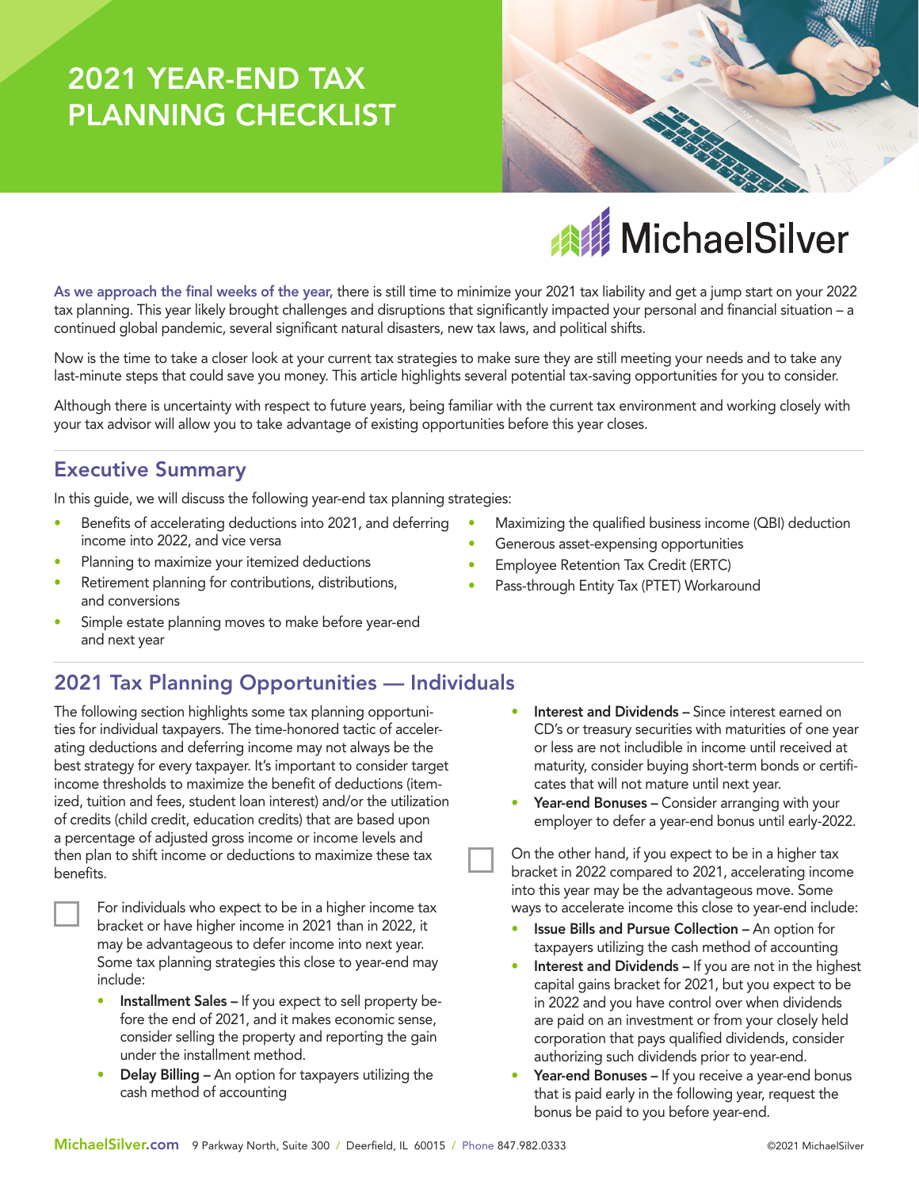# 2021 YEAR-END TAX PLANNING CHECKLIST

MichaelSilver

**As we approach the final weeks of the year,** there is still time to minimize your 2021 tax liability and get a jump start on your 2022 tax planning. This year likely brought challenges and disruptions that significantly impacted your personal and financial situation – a continued global pandemic, several significant natural disasters, new tax laws, and political shifts.

Now is the time to take a closer look at your current tax strategies to make sure they are still meeting your needs and to take any last-minute steps that could save you money. This article highlights several potential tax-saving opportunities for you to consider.

Although there is uncertainty with respect to future years, being familiar with the current tax environment and working closely with your tax advisor will allow you to take advantage of existing opportunities before this year closes.

## Executive Summary

In this guide, we will discuss the following year-end tax planning strategies:

- Benefits of accelerating deductions into 2021, and deferring income into 2022, and vice versa
- Planning to maximize your itemized deductions
- Retirement planning for contributions, distributions, and conversions
- Simple estate planning moves to make before year-end and next year
- Maximizing the qualified business income (QBI) deduction
- Generous asset-expensing opportunities
- Employee Retention Tax Credit (ERTC)
- Pass-through Entity Tax (PTET) Workaround

## 2021 Tax Planning Opportunities — Individuals

The following section highlights some tax planning opportunities for individual taxpayers. The time-honored tactic of accelerating deductions and deferring income may not always be the best strategy for every taxpayer. It's important to consider target income thresholds to maximize the benefit of deductions (itemized, tuition and fees, student loan interest) and/or the utilization of credits (child credit, education credits) that are based upon a percentage of adjusted gross income or income levels and then plan to shift income or deductions to maximize these tax benefits.

- [ ] For individuals who expect to be in a higher income tax bracket or have higher income in 2021 than in 2022, it may be advantageous to defer income into next year. Some tax planning strategies this close to year-end may include:
  - **Installment Sales –** If you expect to sell property before the end of 2021, and it makes economic sense, consider selling the property and reporting the gain under the installment method.
  - **Delay Billing –** An option for taxpayers utilizing the cash method of accounting
  - **Interest and Dividends –** Since interest earned on CD's or treasury securities with maturities of one year or less are not includible in income until received at maturity, consider buying short-term bonds or certificates that will not mature until next year.
  - **Year-end Bonuses –** Consider arranging with your employer to defer a year-end bonus until early-2022.

- [ ] On the other hand, if you expect to be in a higher tax bracket in 2022 compared to 2021, accelerating income into this year may be the advantageous move. Some ways to accelerate income this close to year-end include:
  - **Issue Bills and Pursue Collection –** An option for taxpayers utilizing the cash method of accounting
  - **Interest and Dividends –** If you are not in the highest capital gains bracket for 2021, but you expect to be in 2022 and you have control over when dividends are paid on an investment or from your closely held corporation that pays qualified dividends, consider authorizing such dividends prior to year-end.
  - **Year-end Bonuses –** If you receive a year-end bonus that is paid early in the following year, request the bonus be paid to you before year-end.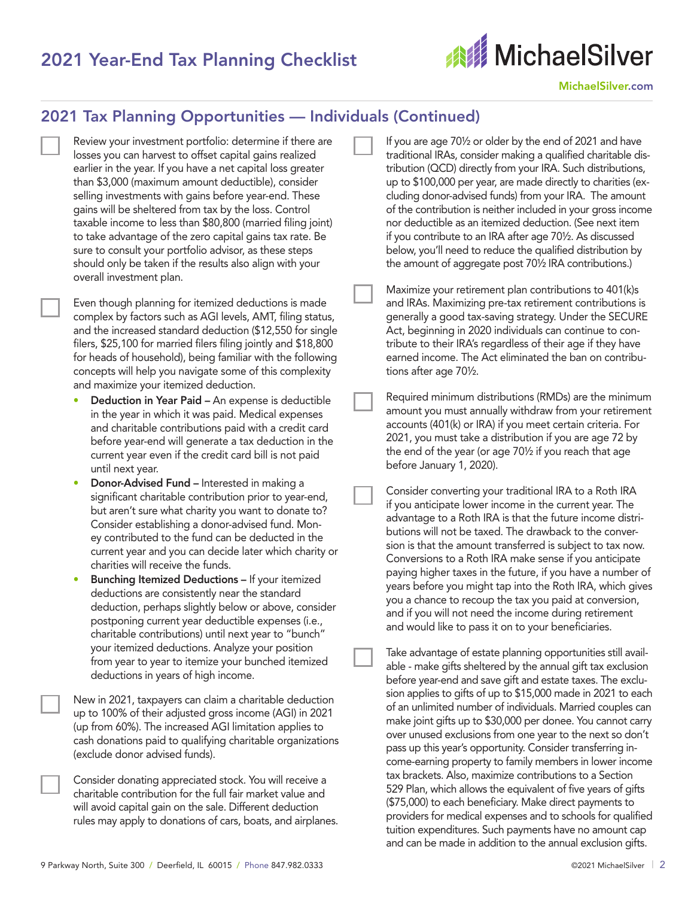# 2021 Year-End Tax Planning Checklist

## 2021 Tax Planning Opportunities — Individuals (Continued)

- ☐ Review your investment portfolio: determine if there are losses you can harvest to offset capital gains realized earlier in the year. If you have a net capital loss greater than $3,000 (maximum amount deductible), consider selling investments with gains before year-end. These gains will be sheltered from tax by the loss. Control taxable income to less than $80,800 (married filing joint) to take advantage of the zero capital gains tax rate. Be sure to consult your portfolio advisor, as these steps should only be taken if the results also align with your overall investment plan.

- ☐ Even though planning for itemized deductions is made complex by factors such as AGI levels, AMT, filing status, and the increased standard deduction ($12,550 for single filers, $25,100 for married filers filing jointly and $18,800 for heads of household), being familiar with the following concepts will help you navigate some of this complexity and maximize your itemized deduction.
  - **Deduction in Year Paid –** An expense is deductible in the year in which it was paid. Medical expenses and charitable contributions paid with a credit card before year-end will generate a tax deduction in the current year even if the credit card bill is not paid until next year.
  - **Donor-Advised Fund –** Interested in making a significant charitable contribution prior to year-end, but aren't sure what charity you want to donate to? Consider establishing a donor-advised fund. Money contributed to the fund can be deducted in the current year and you can decide later which charity or charities will receive the funds.
  - **Bunching Itemized Deductions –** If your itemized deductions are consistently near the standard deduction, perhaps slightly below or above, consider postponing current year deductible expenses (i.e., charitable contributions) until next year to "bunch" your itemized deductions. Analyze your position from year to year to itemize your bunched itemized deductions in years of high income.

- ☐ New in 2021, taxpayers can claim a charitable deduction up to 100% of their adjusted gross income (AGI) in 2021 (up from 60%). The increased AGI limitation applies to cash donations paid to qualifying charitable organizations (exclude donor advised funds).

- ☐ Consider donating appreciated stock. You will receive a charitable contribution for the full fair market value and will avoid capital gain on the sale. Different deduction rules may apply to donations of cars, boats, and airplanes.

- ☐ If you are age 70½ or older by the end of 2021 and have traditional IRAs, consider making a qualified charitable distribution (QCD) directly from your IRA. Such distributions, up to $100,000 per year, are made directly to charities (excluding donor-advised funds) from your IRA. The amount of the contribution is neither included in your gross income nor deductible as an itemized deduction. (See next item if you contribute to an IRA after age 70½. As discussed below, you'll need to reduce the qualified distribution by the amount of aggregate post 70½ IRA contributions.)

- ☐ Maximize your retirement plan contributions to 401(k)s and IRAs. Maximizing pre-tax retirement contributions is generally a good tax-saving strategy. Under the SECURE Act, beginning in 2020 individuals can continue to contribute to their IRA's regardless of their age if they have earned income. The Act eliminated the ban on contributions after age 70½.

- ☐ Required minimum distributions (RMDs) are the minimum amount you must annually withdraw from your retirement accounts (401(k) or IRA) if you meet certain criteria. For 2021, you must take a distribution if you are age 72 by the end of the year (or age 70½ if you reach that age before January 1, 2020).

- ☐ Consider converting your traditional IRA to a Roth IRA if you anticipate lower income in the current year. The advantage to a Roth IRA is that the future income distributions will not be taxed. The drawback to the conversion is that the amount transferred is subject to tax now. Conversions to a Roth IRA make sense if you anticipate paying higher taxes in the future, if you have a number of years before you might tap into the Roth IRA, which gives you a chance to recoup the tax you paid at conversion, and if you will not need the income during retirement and would like to pass it on to your beneficiaries.

- ☐ Take advantage of estate planning opportunities still available - make gifts sheltered by the annual gift tax exclusion before year-end and save gift and estate taxes. The exclusion applies to gifts of up to $15,000 made in 2021 to each of an unlimited number of individuals. Married couples can make joint gifts up to $30,000 per donee. You cannot carry over unused exclusions from one year to the next so don't pass up this year's opportunity. Consider transferring income-earning property to family members in lower income tax brackets. Also, maximize contributions to a Section 529 Plan, which allows the equivalent of five years of gifts ($75,000) to each beneficiary. Make direct payments to providers for medical expenses and to schools for qualified tuition expenditures. Such payments have no amount cap and can be made in addition to the annual exclusion gifts.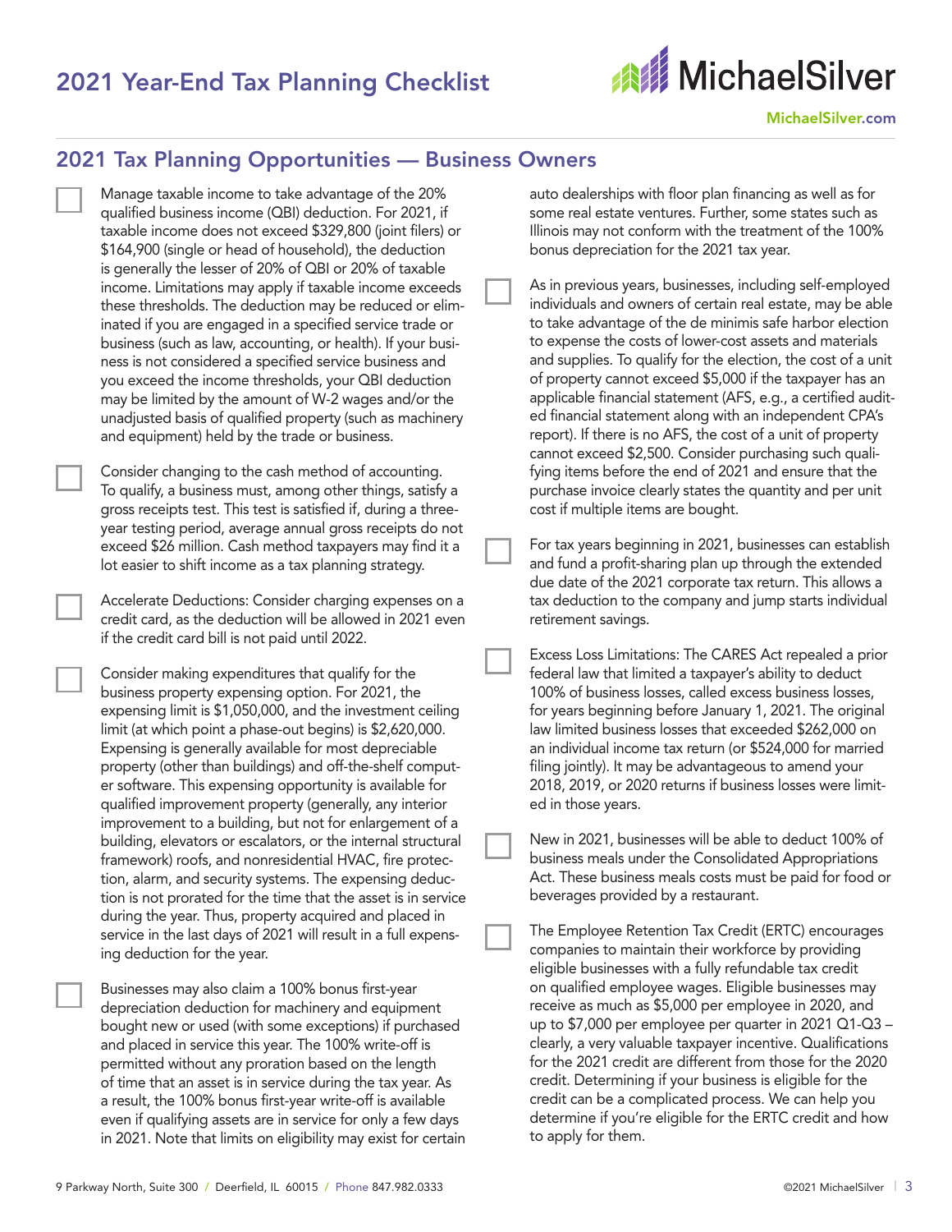# 2021 Year-End Tax Planning Checklist

## 2021 Tax Planning Opportunities — Business Owners

- [ ] Manage taxable income to take advantage of the 20% qualified business income (QBI) deduction. For 2021, if taxable income does not exceed $329,800 (joint filers) or $164,900 (single or head of household), the deduction is generally the lesser of 20% of QBI or 20% of taxable income. Limitations may apply if taxable income exceeds these thresholds. The deduction may be reduced or eliminated if you are engaged in a specified service trade or business (such as law, accounting, or health). If your business is not considered a specified service business and you exceed the income thresholds, your QBI deduction may be limited by the amount of W-2 wages and/or the unadjusted basis of qualified property (such as machinery and equipment) held by the trade or business.

- [ ] Consider changing to the cash method of accounting. To qualify, a business must, among other things, satisfy a gross receipts test. This test is satisfied if, during a three-year testing period, average annual gross receipts do not exceed $26 million. Cash method taxpayers may find it a lot easier to shift income as a tax planning strategy.

- [ ] Accelerate Deductions: Consider charging expenses on a credit card, as the deduction will be allowed in 2021 even if the credit card bill is not paid until 2022.

- [ ] Consider making expenditures that qualify for the business property expensing option. For 2021, the expensing limit is $1,050,000, and the investment ceiling limit (at which point a phase-out begins) is $2,620,000. Expensing is generally available for most depreciable property (other than buildings) and off-the-shelf computer software. This expensing opportunity is available for qualified improvement property (generally, any interior improvement to a building, but not for enlargement of a building, elevators or escalators, or the internal structural framework) roofs, and nonresidential HVAC, fire protection, alarm, and security systems. The expensing deduction is not prorated for the time that the asset is in service during the year. Thus, property acquired and placed in service in the last days of 2021 will result in a full expensing deduction for the year.

- [ ] Businesses may also claim a 100% bonus first-year depreciation deduction for machinery and equipment bought new or used (with some exceptions) if purchased and placed in service this year. The 100% write-off is permitted without any proration based on the length of time that an asset is in service during the tax year. As a result, the 100% bonus first-year write-off is available even if qualifying assets are in service for only a few days in 2021. Note that limits on eligibility may exist for certain auto dealerships with floor plan financing as well as for some real estate ventures. Further, some states such as Illinois may not conform with the treatment of the 100% bonus depreciation for the 2021 tax year.

- [ ] As in previous years, businesses, including self-employed individuals and owners of certain real estate, may be able to take advantage of the de minimis safe harbor election to expense the costs of lower-cost assets and materials and supplies. To qualify for the election, the cost of a unit of property cannot exceed $5,000 if the taxpayer has an applicable financial statement (AFS, e.g., a certified audited financial statement along with an independent CPA's report). If there is no AFS, the cost of a unit of property cannot exceed $2,500. Consider purchasing such qualifying items before the end of 2021 and ensure that the purchase invoice clearly states the quantity and per unit cost if multiple items are bought.

- [ ] For tax years beginning in 2021, businesses can establish and fund a profit-sharing plan up through the extended due date of the 2021 corporate tax return. This allows a tax deduction to the company and jump starts individual retirement savings.

- [ ] Excess Loss Limitations: The CARES Act repealed a prior federal law that limited a taxpayer's ability to deduct 100% of business losses, called excess business losses, for years beginning before January 1, 2021. The original law limited business losses that exceeded $262,000 on an individual income tax return (or $524,000 for married filing jointly). It may be advantageous to amend your 2018, 2019, or 2020 returns if business losses were limited in those years.

- [ ] New in 2021, businesses will be able to deduct 100% of business meals under the Consolidated Appropriations Act. These business meals costs must be paid for food or beverages provided by a restaurant.

- [ ] The Employee Retention Tax Credit (ERTC) encourages companies to maintain their workforce by providing eligible businesses with a fully refundable tax credit on qualified employee wages. Eligible businesses may receive as much as $5,000 per employee in 2020, and up to $7,000 per employee per quarter in 2021 Q1-Q3 – clearly, a very valuable taxpayer incentive. Qualifications for the 2021 credit are different from those for the 2020 credit. Determining if your business is eligible for the credit can be a complicated process. We can help you determine if you're eligible for the ERTC credit and how to apply for them.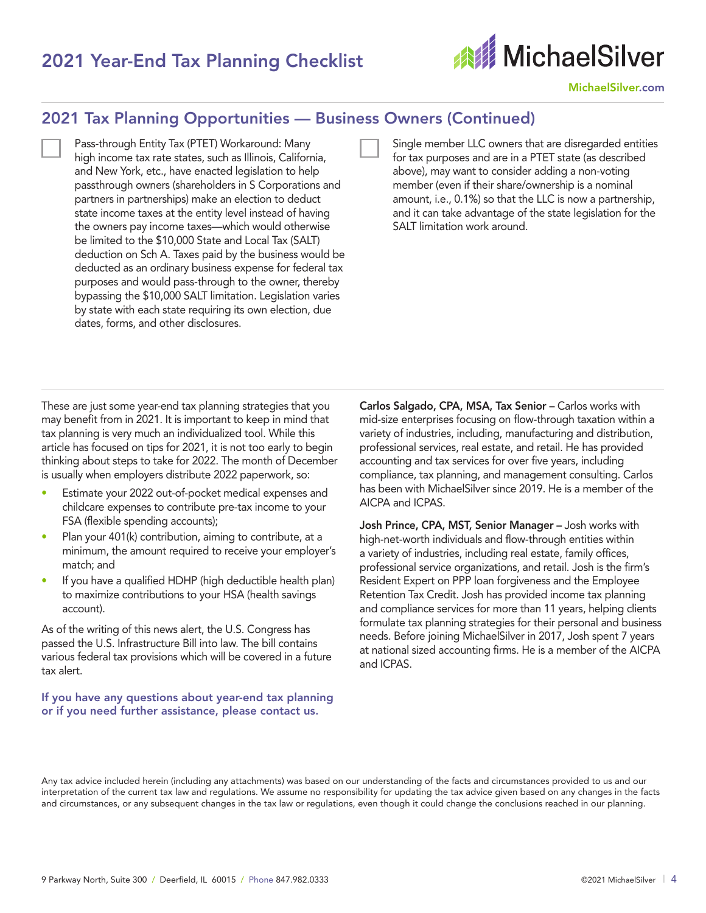## 2021 Tax Planning Opportunities — Business Owners (Continued)

- [ ] Pass-through Entity Tax (PTET) Workaround: Many high income tax rate states, such as Illinois, California, and New York, etc., have enacted legislation to help passthrough owners (shareholders in S Corporations and partners in partnerships) make an election to deduct state income taxes at the entity level instead of having the owners pay income taxes—which would otherwise be limited to the $10,000 State and Local Tax (SALT) deduction on Sch A. Taxes paid by the business would be deducted as an ordinary business expense for federal tax purposes and would pass-through to the owner, thereby bypassing the $10,000 SALT limitation. Legislation varies by state with each state requiring its own election, due dates, forms, and other disclosures.
- [ ] Single member LLC owners that are disregarded entities for tax purposes and are in a PTET state (as described above), may want to consider adding a non-voting member (even if their share/ownership is a nominal amount, i.e., 0.1%) so that the LLC is now a partnership, and it can take advantage of the state legislation for the SALT limitation work around.

These are just some year-end tax planning strategies that you may benefit from in 2021. It is important to keep in mind that tax planning is very much an individualized tool. While this article has focused on tips for 2021, it is not too early to begin thinking about steps to take for 2022. The month of December is usually when employers distribute 2022 paperwork, so:

- Estimate your 2022 out-of-pocket medical expenses and childcare expenses to contribute pre-tax income to your FSA (flexible spending accounts);
- Plan your 401(k) contribution, aiming to contribute, at a minimum, the amount required to receive your employer's match; and
- If you have a qualified HDHP (high deductible health plan) to maximize contributions to your HSA (health savings account).

As of the writing of this news alert, the U.S. Congress has passed the U.S. Infrastructure Bill into law. The bill contains various federal tax provisions which will be covered in a future tax alert.

**If you have any questions about year-end tax planning or if you need further assistance, please contact us.**

**Carlos Salgado, CPA, MSA, Tax Senior –** Carlos works with mid-size enterprises focusing on flow-through taxation within a variety of industries, including, manufacturing and distribution, professional services, real estate, and retail. He has provided accounting and tax services for over five years, including compliance, tax planning, and management consulting. Carlos has been with MichaelSilver since 2019. He is a member of the AICPA and ICPAS.

**Josh Prince, CPA, MST, Senior Manager –** Josh works with high-net-worth individuals and flow-through entities within a variety of industries, including real estate, family offices, professional service organizations, and retail. Josh is the firm's Resident Expert on PPP loan forgiveness and the Employee Retention Tax Credit. Josh has provided income tax planning and compliance services for more than 11 years, helping clients formulate tax planning strategies for their personal and business needs. Before joining MichaelSilver in 2017, Josh spent 7 years at national sized accounting firms. He is a member of the AICPA and ICPAS.

Any tax advice included herein (including any attachments) was based on our understanding of the facts and circumstances provided to us and our interpretation of the current tax law and regulations. We assume no responsibility for updating the tax advice given based on any changes in the facts and circumstances, or any subsequent changes in the tax law or regulations, even though it could change the conclusions reached in our planning.